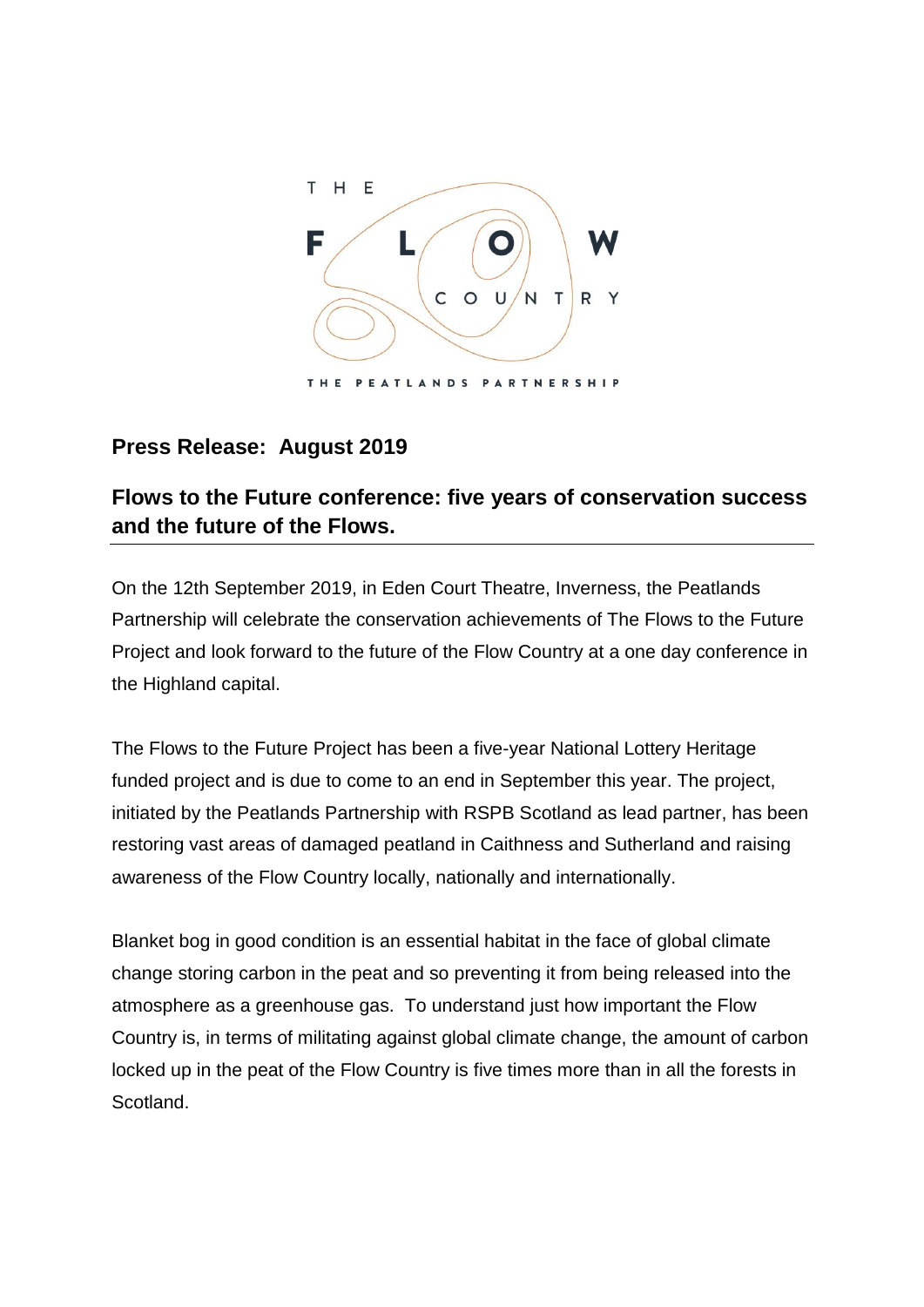THE FLOW COUNTRY

THE PEATLANDS PARTNERSHIP

**Press Release: August 2019**

## Flows to the Future conference: five years of conservation success and the future of the Flows.

On the 12th September 2019, in Eden Court Theatre, Inverness, the Peatlands Partnership will celebrate the conservation achievements of The Flows to the Future Project and look forward to the future of the Flow Country at a one day conference in the Highland capital.

The Flows to the Future Project has been a five-year National Lottery Heritage funded project and is due to come to an end in September this year. The project, initiated by the Peatlands Partnership with RSPB Scotland as lead partner, has been restoring vast areas of damaged peatland in Caithness and Sutherland and raising awareness of the Flow Country locally, nationally and internationally.

Blanket bog in good condition is an essential habitat in the face of global climate change storing carbon in the peat and so preventing it from being released into the atmosphere as a greenhouse gas. To understand just how important the Flow Country is, in terms of militating against global climate change, the amount of carbon locked up in the peat of the Flow Country is five times more than in all the forests in Scotland.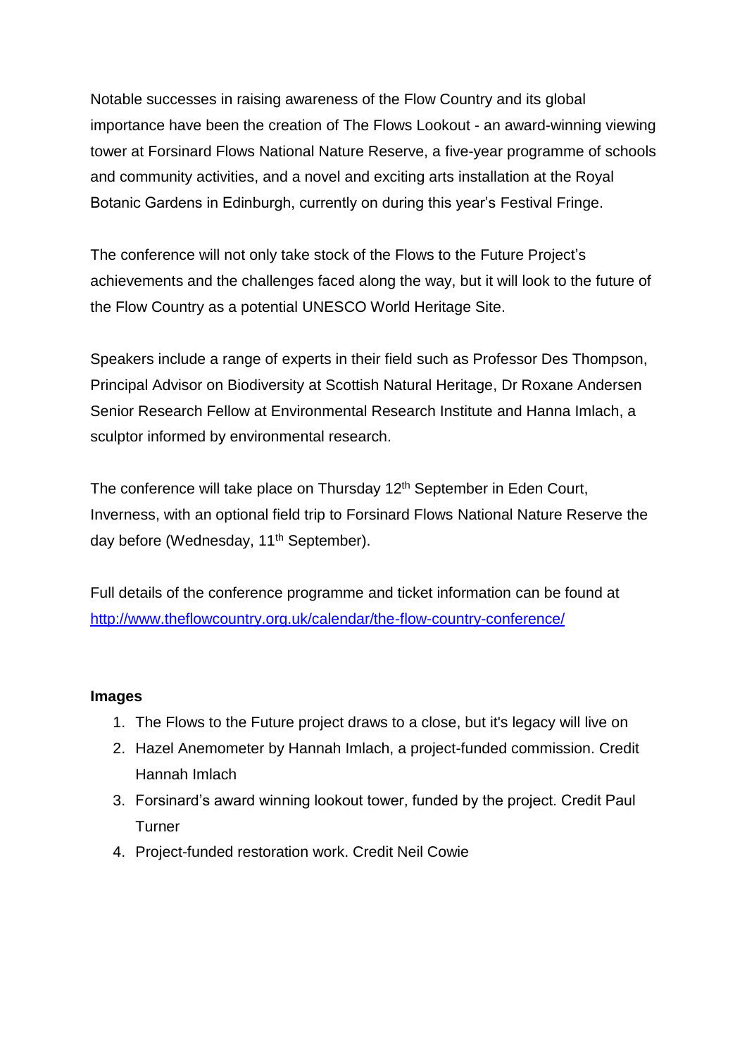Notable successes in raising awareness of the Flow Country and its global importance have been the creation of The Flows Lookout - an award-winning viewing tower at Forsinard Flows National Nature Reserve, a five-year programme of schools and community activities, and a novel and exciting arts installation at the Royal Botanic Gardens in Edinburgh, currently on during this year's Festival Fringe.

The conference will not only take stock of the Flows to the Future Project's achievements and the challenges faced along the way, but it will look to the future of the Flow Country as a potential UNESCO World Heritage Site.

Speakers include a range of experts in their field such as Professor Des Thompson, Principal Advisor on Biodiversity at Scottish Natural Heritage, Dr Roxane Andersen Senior Research Fellow at Environmental Research Institute and Hanna Imlach, a sculptor informed by environmental research.

The conference will take place on Thursday 12th September in Eden Court, Inverness, with an optional field trip to Forsinard Flows National Nature Reserve the day before (Wednesday, 11th September).

Full details of the conference programme and ticket information can be found at [http://www.theflowcountry.org.uk/calendar/the-flow-country-conference/](http://www.theflowcountry.org.uk/calendar/the-flow-country-conference/)

**Images**

1. The Flows to the Future project draws to a close, but it's legacy will live on
2. Hazel Anemometer by Hannah Imlach, a project-funded commission. Credit Hannah Imlach
3. Forsinard's award winning lookout tower, funded by the project. Credit Paul Turner
4. Project-funded restoration work. Credit Neil Cowie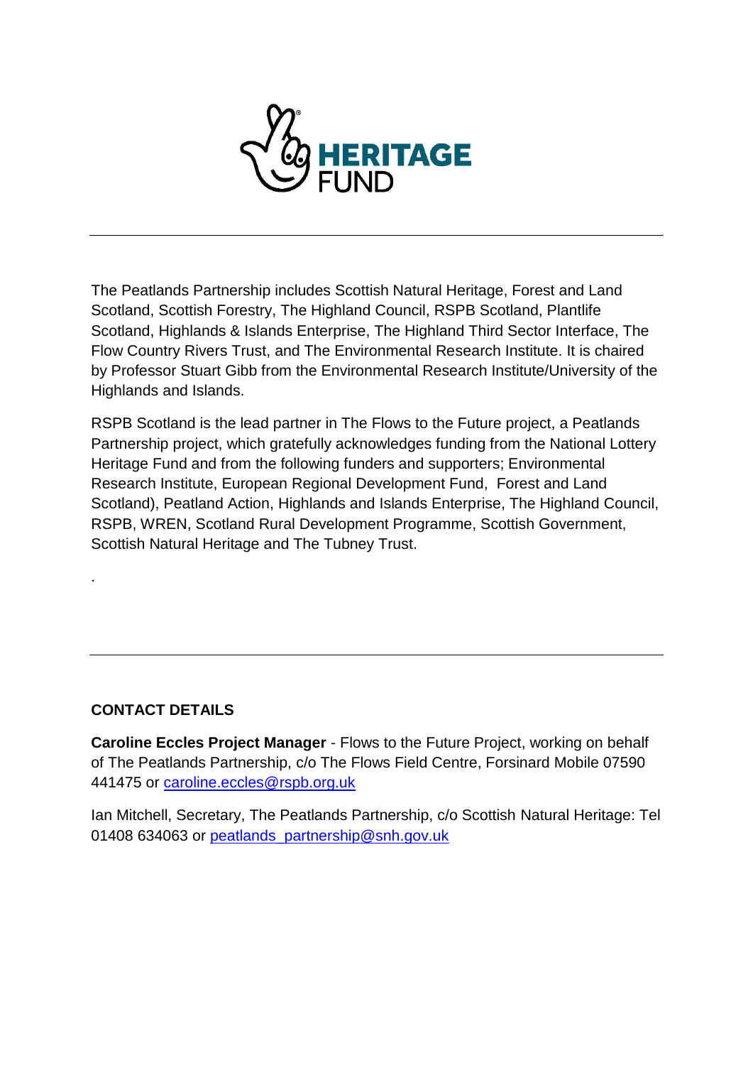HERITAGE FUND

---

The Peatlands Partnership includes Scottish Natural Heritage, Forest and Land Scotland, Scottish Forestry, The Highland Council, RSPB Scotland, Plantlife Scotland, Highlands & Islands Enterprise, The Highland Third Sector Interface, The Flow Country Rivers Trust, and The Environmental Research Institute. It is chaired by Professor Stuart Gibb from the Environmental Research Institute/University of the Highlands and Islands.

RSPB Scotland is the lead partner in The Flows to the Future project, a Peatlands Partnership project, which gratefully acknowledges funding from the National Lottery Heritage Fund and from the following funders and supporters; Environmental Research Institute, European Regional Development Fund, Forest and Land Scotland), Peatland Action, Highlands and Islands Enterprise, The Highland Council, RSPB, WREN, Scotland Rural Development Programme, Scottish Government, Scottish Natural Heritage and The Tubney Trust.

.

---

**CONTACT DETAILS**

**Caroline Eccles Project Manager** - Flows to the Future Project, working on behalf of The Peatlands Partnership, c/o The Flows Field Centre, Forsinard Mobile 07590 441475 or caroline.eccles@rspb.org.uk

Ian Mitchell, Secretary, The Peatlands Partnership, c/o Scottish Natural Heritage: Tel 01408 634063 or peatlands_partnership@snh.gov.uk